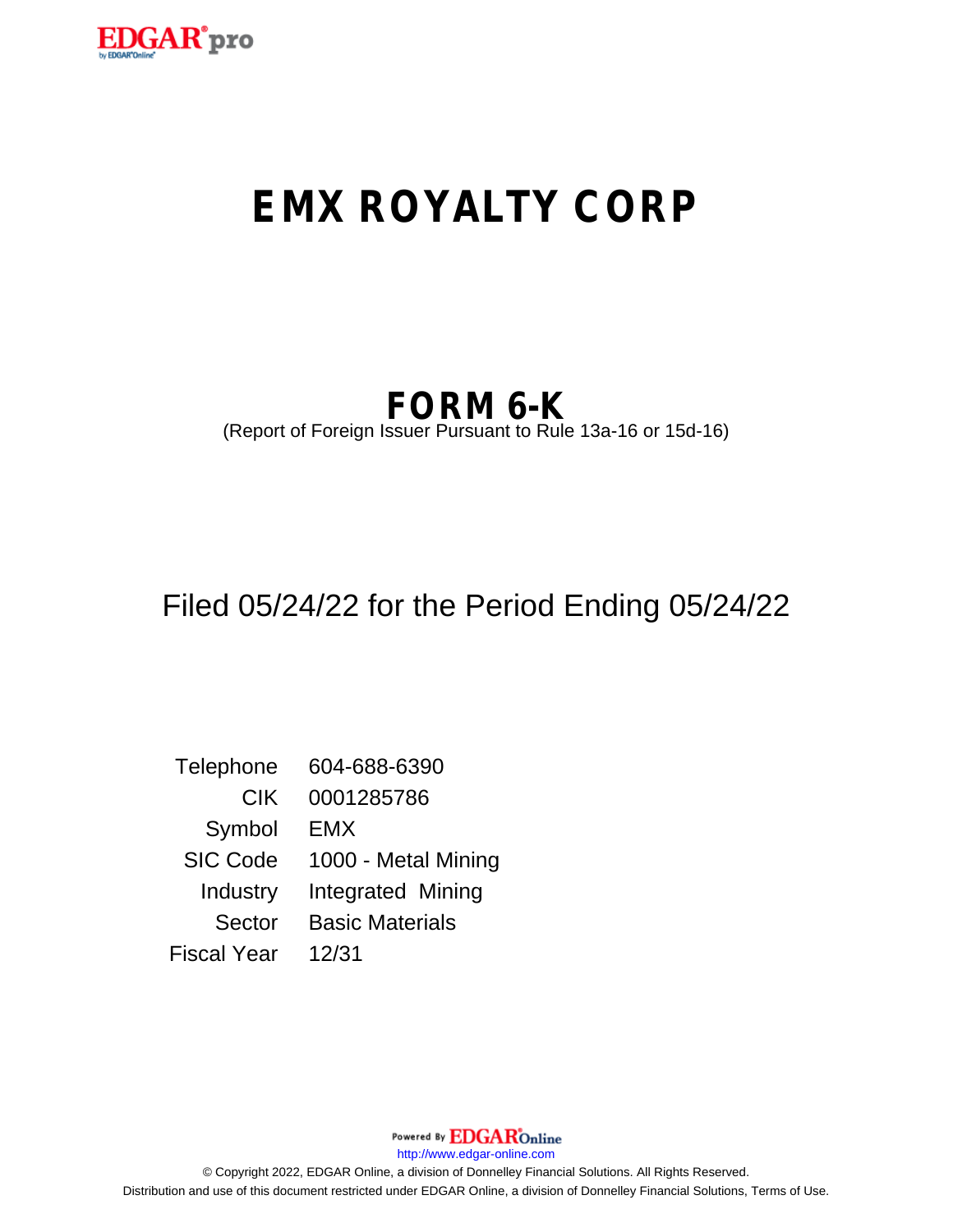# EMX ROYALTY CORP

## FORM 6-K

(Report of Foreign Issuer Pursuant to Rule 13a-16 or 15d-16)

Filed 05/24/22 for the Period Ending 05/24/22

| | |
|---|---|
| Telephone | 604-688-6390 |
| CIK | 0001285786 |
| Symbol | EMX |
| SIC Code | 1000 - Metal Mining |
| Industry | Integrated Mining |
| Sector | Basic Materials |
| Fiscal Year | 12/31 |

Powered By EDGAR Online

http://www.edgar-online.com

© Copyright 2022, EDGAR Online, a division of Donnelley Financial Solutions. All Rights Reserved.

Distribution and use of this document restricted under EDGAR Online, a division of Donnelley Financial Solutions, Terms of Use.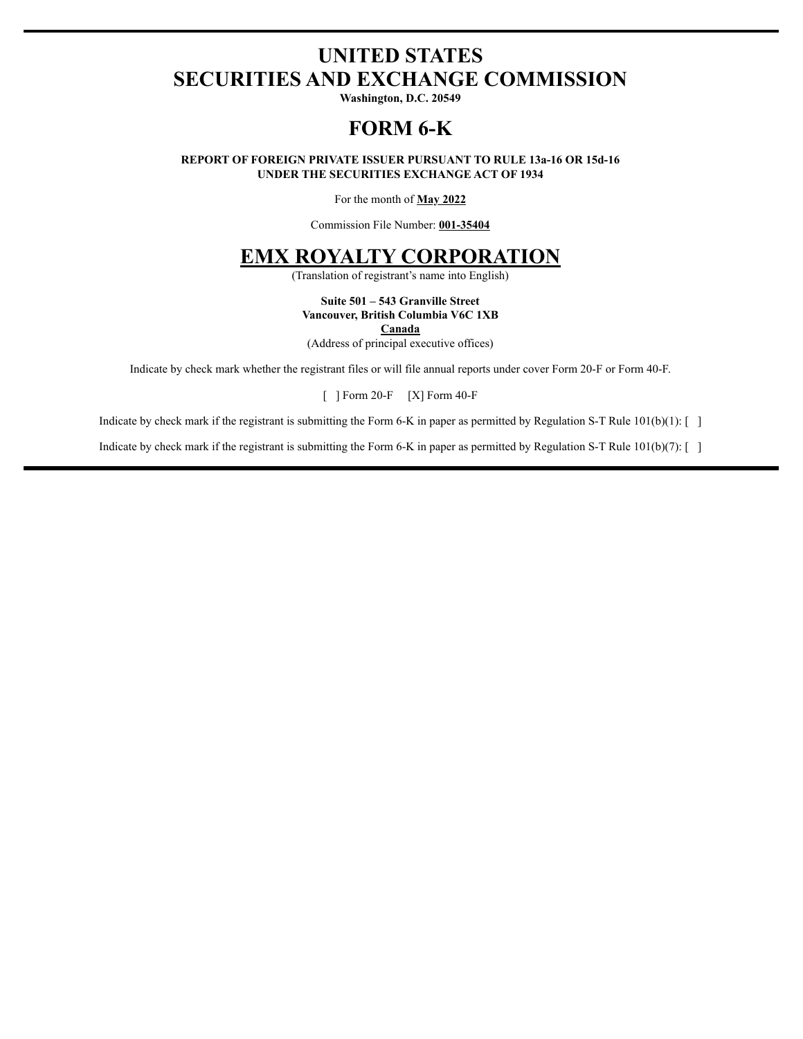# UNITED STATES
# SECURITIES AND EXCHANGE COMMISSION

**Washington, D.C. 20549**

# FORM 6-K

**REPORT OF FOREIGN PRIVATE ISSUER PURSUANT TO RULE 13a-16 OR 15d-16**
**UNDER THE SECURITIES EXCHANGE ACT OF 1934**

For the month of **May 2022**

Commission File Number: **001-35404**

# EMX ROYALTY CORPORATION

(Translation of registrant's name into English)

**Suite 501 – 543 Granville Street**
**Vancouver, British Columbia V6C 1XB**
**Canada**
(Address of principal executive offices)

Indicate by check mark whether the registrant files or will file annual reports under cover Form 20-F or Form 40-F.

[ ] Form 20-F [X] Form 40-F

Indicate by check mark if the registrant is submitting the Form 6-K in paper as permitted by Regulation S-T Rule 101(b)(1): [ ]

Indicate by check mark if the registrant is submitting the Form 6-K in paper as permitted by Regulation S-T Rule 101(b)(7): [ ]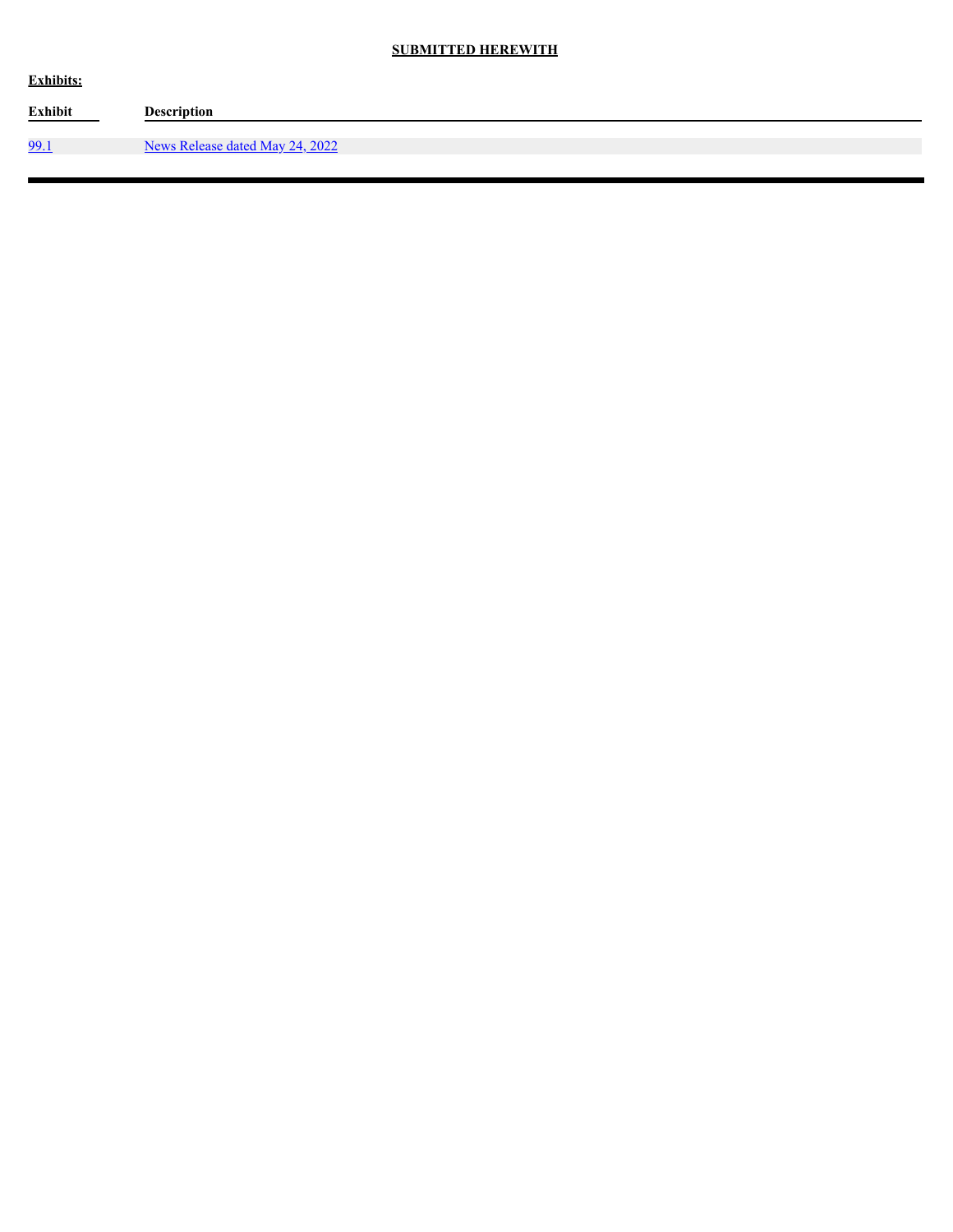**SUBMITTED HEREWITH**

**Exhibits:**

| Exhibit | Description |
|---|---|
| 99.1 | News Release dated May 24, 2022 |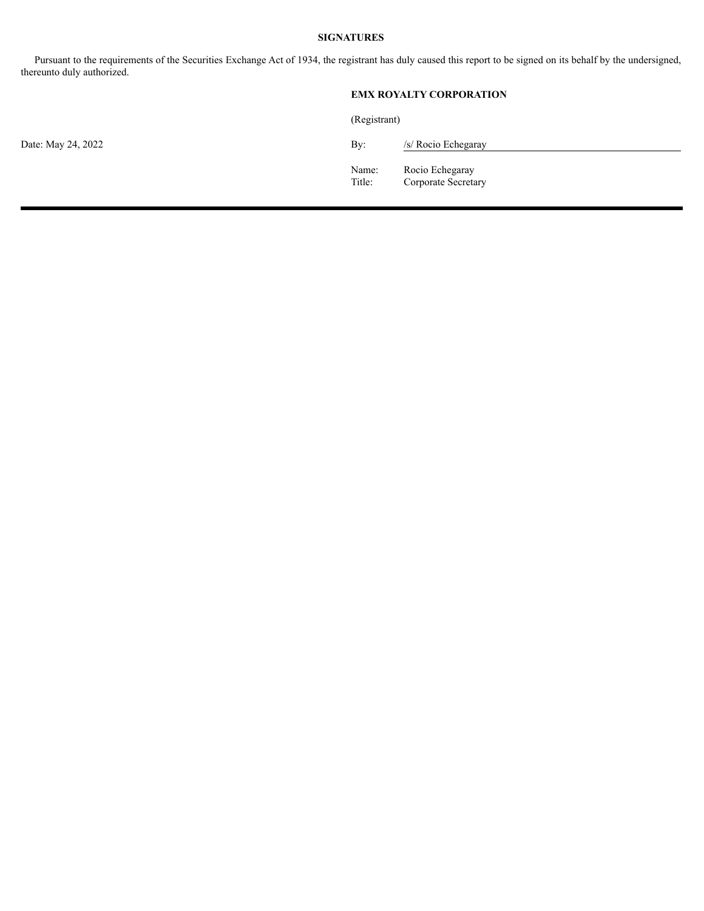**SIGNATURES**

Pursuant to the requirements of the Securities Exchange Act of 1934, the registrant has duly caused this report to be signed on its behalf by the undersigned, thereunto duly authorized.

**EMX ROYALTY CORPORATION**

(Registrant)

Date: May 24, 2022

By: /s/ Rocio Echegaray

Name: Rocio Echegaray

Title: Corporate Secretary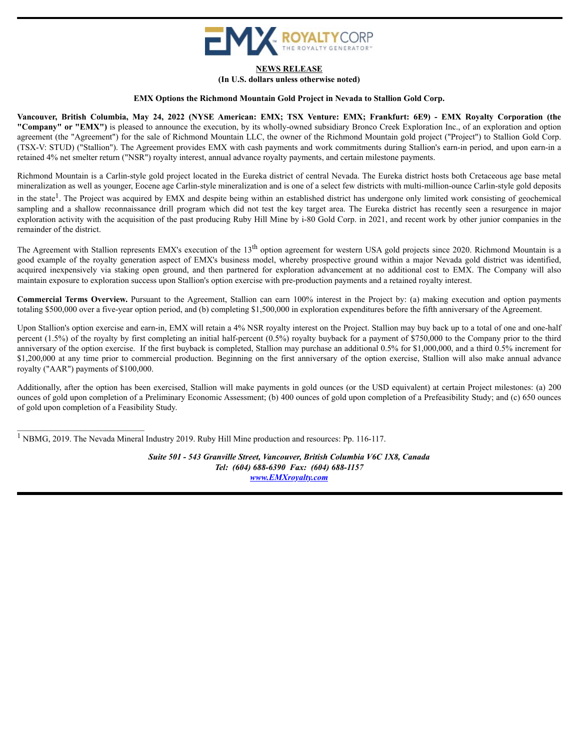**NEWS RELEASE**

**(In U.S. dollars unless otherwise noted)**

**EMX Options the Richmond Mountain Gold Project in Nevada to Stallion Gold Corp.**

**Vancouver, British Columbia, May 24, 2022 (NYSE American: EMX; TSX Venture: EMX; Frankfurt: 6E9) - EMX Royalty Corporation (the "Company" or "EMX")** is pleased to announce the execution, by its wholly-owned subsidiary Bronco Creek Exploration Inc., of an exploration and option agreement (the "Agreement") for the sale of Richmond Mountain LLC, the owner of the Richmond Mountain gold project ("Project") to Stallion Gold Corp. (TSX-V: STUD) ("Stallion"). The Agreement provides EMX with cash payments and work commitments during Stallion's earn-in period, and upon earn-in a retained 4% net smelter return ("NSR") royalty interest, annual advance royalty payments, and certain milestone payments.

Richmond Mountain is a Carlin-style gold project located in the Eureka district of central Nevada. The Eureka district hosts both Cretaceous age base metal mineralization as well as younger, Eocene age Carlin-style mineralization and is one of a select few districts with multi-million-ounce Carlin-style gold deposits in the state[1]. The Project was acquired by EMX and despite being within an established district has undergone only limited work consisting of geochemical sampling and a shallow reconnaissance drill program which did not test the key target area. The Eureka district has recently seen a resurgence in major exploration activity with the acquisition of the past producing Ruby Hill Mine by i-80 Gold Corp. in 2021, and recent work by other junior companies in the remainder of the district.

The Agreement with Stallion represents EMX's execution of the 13th option agreement for western USA gold projects since 2020. Richmond Mountain is a good example of the royalty generation aspect of EMX's business model, whereby prospective ground within a major Nevada gold district was identified, acquired inexpensively via staking open ground, and then partnered for exploration advancement at no additional cost to EMX. The Company will also maintain exposure to exploration success upon Stallion's option exercise with pre-production payments and a retained royalty interest.

**Commercial Terms Overview.** Pursuant to the Agreement, Stallion can earn 100% interest in the Project by: (a) making execution and option payments totaling $500,000 over a five-year option period, and (b) completing $1,500,000 in exploration expenditures before the fifth anniversary of the Agreement.

Upon Stallion's option exercise and earn-in, EMX will retain a 4% NSR royalty interest on the Project. Stallion may buy back up to a total of one and one-half percent (1.5%) of the royalty by first completing an initial half-percent (0.5%) royalty buyback for a payment of $750,000 to the Company prior to the third anniversary of the option exercise. If the first buyback is completed, Stallion may purchase an additional 0.5% for $1,000,000, and a third 0.5% increment for $1,200,000 at any time prior to commercial production. Beginning on the first anniversary of the option exercise, Stallion will also make annual advance royalty ("AAR") payments of $100,000.

Additionally, after the option has been exercised, Stallion will make payments in gold ounces (or the USD equivalent) at certain Project milestones: (a) 200 ounces of gold upon completion of a Preliminary Economic Assessment; (b) 400 ounces of gold upon completion of a Prefeasibility Study; and (c) 650 ounces of gold upon completion of a Feasibility Study.

---

[1] NBMG, 2019. The Nevada Mineral Industry 2019. Ruby Hill Mine production and resources: Pp. 116-117.

*Suite 501 - 543 Granville Street, Vancouver, British Columbia V6C 1X8, Canada*
*Tel: (604) 688-6390 Fax: (604) 688-1157*
*www.EMXroyalty.com*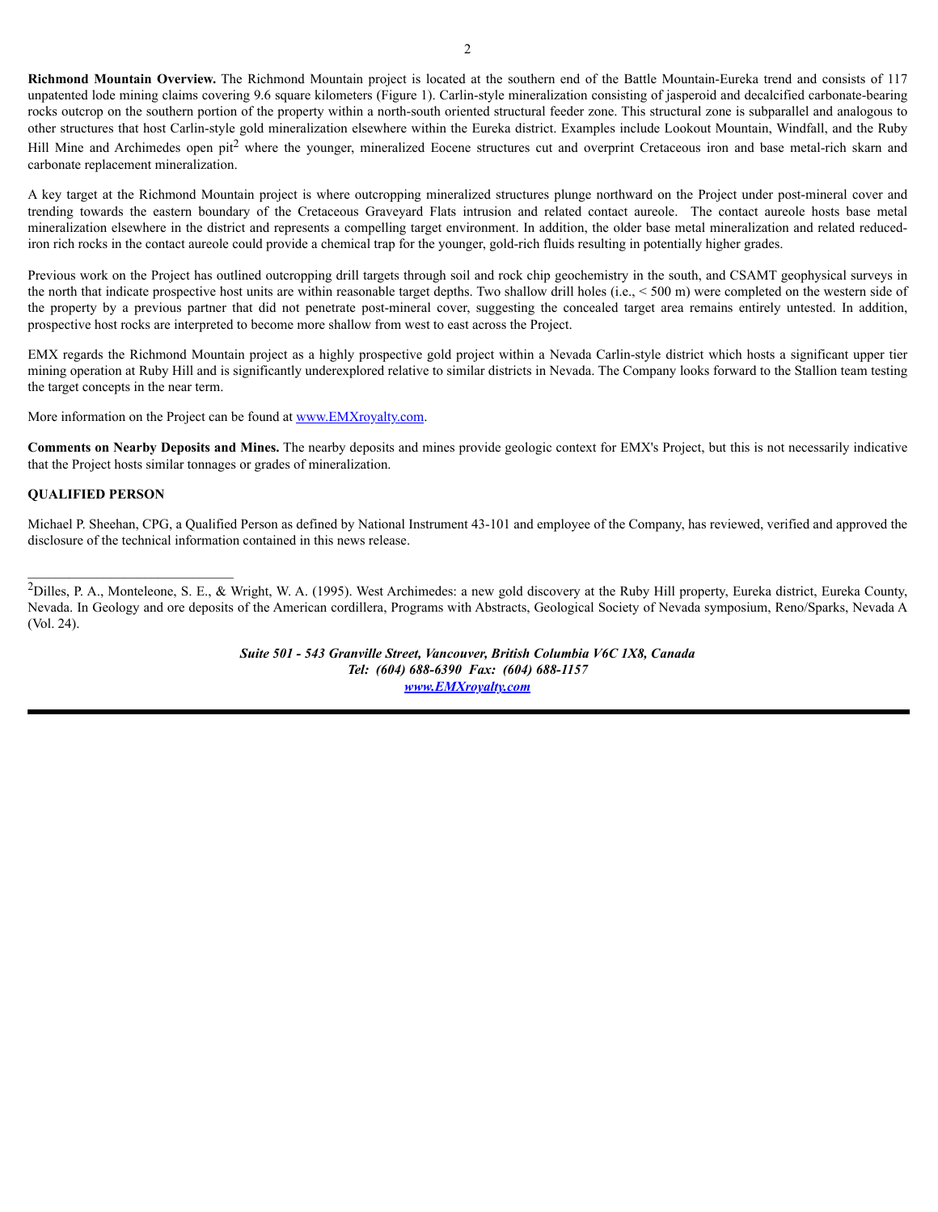**Richmond Mountain Overview.** The Richmond Mountain project is located at the southern end of the Battle Mountain-Eureka trend and consists of 117 unpatented lode mining claims covering 9.6 square kilometers (Figure 1). Carlin-style mineralization consisting of jasperoid and decalcified carbonate-bearing rocks outcrop on the southern portion of the property within a north-south oriented structural feeder zone. This structural zone is subparallel and analogous to other structures that host Carlin-style gold mineralization elsewhere within the Eureka district. Examples include Lookout Mountain, Windfall, and the Ruby Hill Mine and Archimedes open pit[2] where the younger, mineralized Eocene structures cut and overprint Cretaceous iron and base metal-rich skarn and carbonate replacement mineralization.

A key target at the Richmond Mountain project is where outcropping mineralized structures plunge northward on the Project under post-mineral cover and trending towards the eastern boundary of the Cretaceous Graveyard Flats intrusion and related contact aureole. The contact aureole hosts base metal mineralization elsewhere in the district and represents a compelling target environment. In addition, the older base metal mineralization and related reduced-iron rich rocks in the contact aureole could provide a chemical trap for the younger, gold-rich fluids resulting in potentially higher grades.

Previous work on the Project has outlined outcropping drill targets through soil and rock chip geochemistry in the south, and CSAMT geophysical surveys in the north that indicate prospective host units are within reasonable target depths. Two shallow drill holes (i.e., < 500 m) were completed on the western side of the property by a previous partner that did not penetrate post-mineral cover, suggesting the concealed target area remains entirely untested. In addition, prospective host rocks are interpreted to become more shallow from west to east across the Project.

EMX regards the Richmond Mountain project as a highly prospective gold project within a Nevada Carlin-style district which hosts a significant upper tier mining operation at Ruby Hill and is significantly underexplored relative to similar districts in Nevada. The Company looks forward to the Stallion team testing the target concepts in the near term.

More information on the Project can be found at www.EMXroyalty.com.

**Comments on Nearby Deposits and Mines.** The nearby deposits and mines provide geologic context for EMX's Project, but this is not necessarily indicative that the Project hosts similar tonnages or grades of mineralization.

**QUALIFIED PERSON**

Michael P. Sheehan, CPG, a Qualified Person as defined by National Instrument 43-101 and employee of the Company, has reviewed, verified and approved the disclosure of the technical information contained in this news release.

---

[2] Dilles, P. A., Monteleone, S. E., & Wright, W. A. (1995). West Archimedes: a new gold discovery at the Ruby Hill property, Eureka district, Eureka County, Nevada. In Geology and ore deposits of the American cordillera, Programs with Abstracts, Geological Society of Nevada symposium, Reno/Sparks, Nevada A (Vol. 24).

***Suite 501 - 543 Granville Street, Vancouver, British Columbia V6C 1X8, Canada***
***Tel: (604) 688-6390 Fax: (604) 688-1157***
***www.EMXroyalty.com***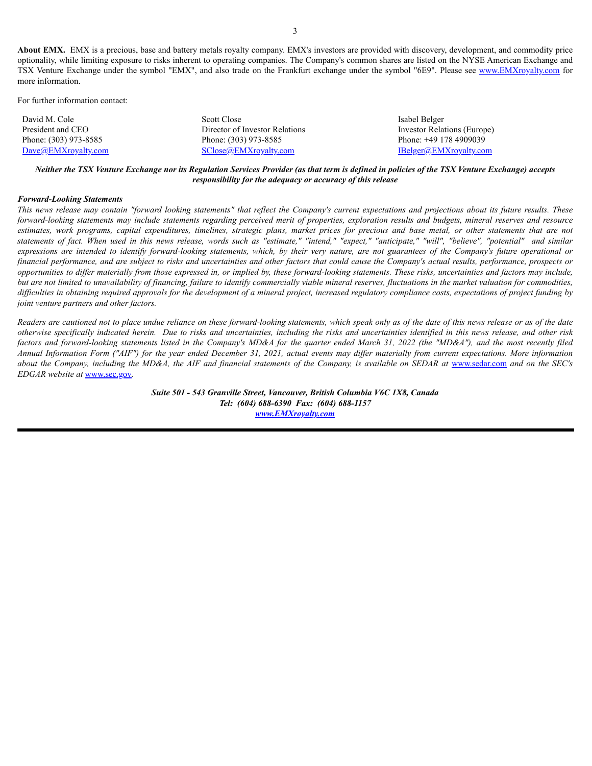**About EMX.** EMX is a precious, base and battery metals royalty company. EMX's investors are provided with discovery, development, and commodity price optionality, while limiting exposure to risks inherent to operating companies. The Company's common shares are listed on the NYSE American Exchange and TSX Venture Exchange under the symbol "EMX", and also trade on the Frankfurt exchange under the symbol "6E9". Please see www.EMXroyalty.com for more information.

For further information contact:

| David M. Cole | Scott Close | Isabel Belger |
|---|---|---|
| President and CEO | Director of Investor Relations | Investor Relations (Europe) |
| Phone: (303) 973-8585 | Phone: (303) 973-8585 | Phone: +49 178 4909039 |
| Dave@EMXroyalty.com | SClose@EMXroyalty.com | IBelger@EMXroyalty.com |

***Neither the TSX Venture Exchange nor its Regulation Services Provider (as that term is defined in policies of the TSX Venture Exchange) accepts responsibility for the adequacy or accuracy of this release***

***Forward-Looking Statements***

*This news release may contain "forward looking statements" that reflect the Company's current expectations and projections about its future results. These forward-looking statements may include statements regarding perceived merit of properties, exploration results and budgets, mineral reserves and resource estimates, work programs, capital expenditures, timelines, strategic plans, market prices for precious and base metal, or other statements that are not statements of fact. When used in this news release, words such as "estimate," "intend," "expect," "anticipate," "will", "believe", "potential" and similar expressions are intended to identify forward-looking statements, which, by their very nature, are not guarantees of the Company's future operational or financial performance, and are subject to risks and uncertainties and other factors that could cause the Company's actual results, performance, prospects or opportunities to differ materially from those expressed in, or implied by, these forward-looking statements. These risks, uncertainties and factors may include, but are not limited to unavailability of financing, failure to identify commercially viable mineral reserves, fluctuations in the market valuation for commodities, difficulties in obtaining required approvals for the development of a mineral project, increased regulatory compliance costs, expectations of project funding by joint venture partners and other factors.*

*Readers are cautioned not to place undue reliance on these forward-looking statements, which speak only as of the date of this news release or as of the date otherwise specifically indicated herein. Due to risks and uncertainties, including the risks and uncertainties identified in this news release, and other risk factors and forward-looking statements listed in the Company's MD&A for the quarter ended March 31, 2022 (the "MD&A"), and the most recently filed Annual Information Form ("AIF") for the year ended December 31, 2021, actual events may differ materially from current expectations. More information about the Company, including the MD&A, the AIF and financial statements of the Company, is available on SEDAR at* www.sedar.com *and on the SEC's EDGAR website at* www.sec.gov.

***Suite 501 - 543 Granville Street, Vancouver, British Columbia V6C 1X8, Canada***
***Tel: (604) 688-6390 Fax: (604) 688-1157***
***www.EMXroyalty.com***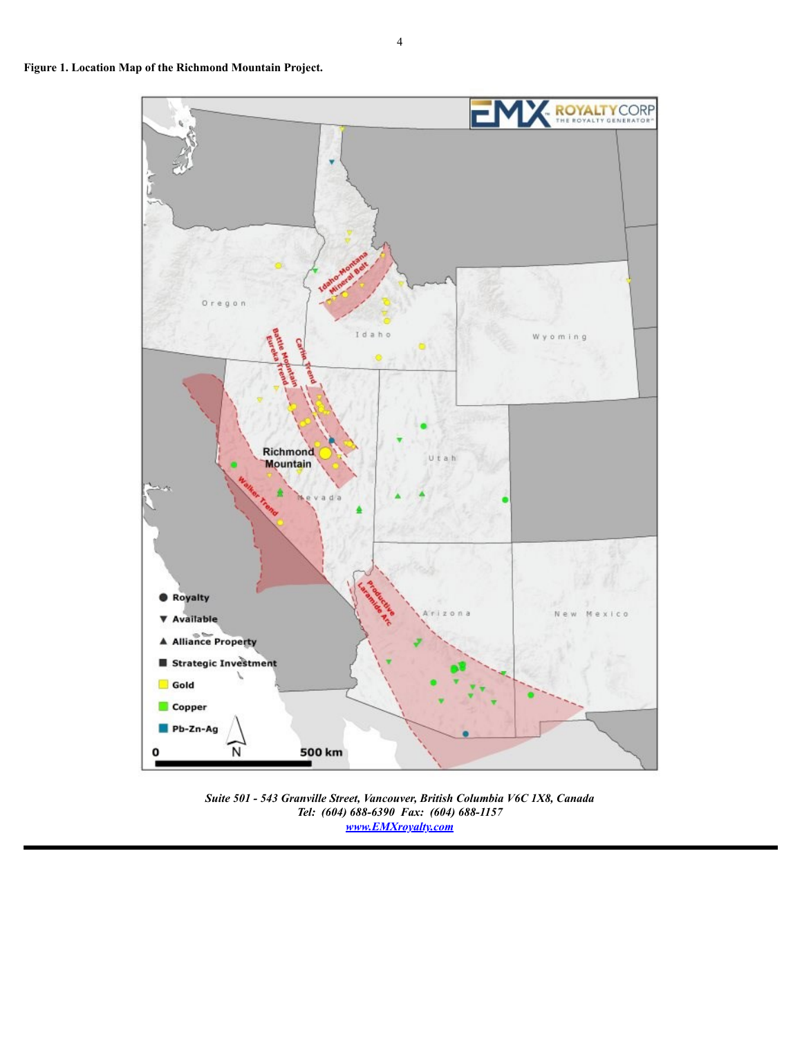**Figure 1. Location Map of the Richmond Mountain Project.**

EMX ROYALTY CORP
THE ROYALTY GENERATOR

Oregon
Idaho
Wyoming
Utah
Nevada
Arizona
New Mexico

Idaho-Montana Mineral Belt
Battle Mountain Eureka Trend
Carlin Trend
Walker Trend
Productive Laramide Arc

Richmond Mountain

Royalty
Available
Alliance Property
Strategic Investment
Gold
Copper
Pb-Zn-Ag

0
N
500 km

*Suite 501 - 543 Granville Street, Vancouver, British Columbia V6C 1X8, Canada*
*Tel: (604) 688-6390 Fax: (604) 688-1157*
*www.EMXroyalty.com*